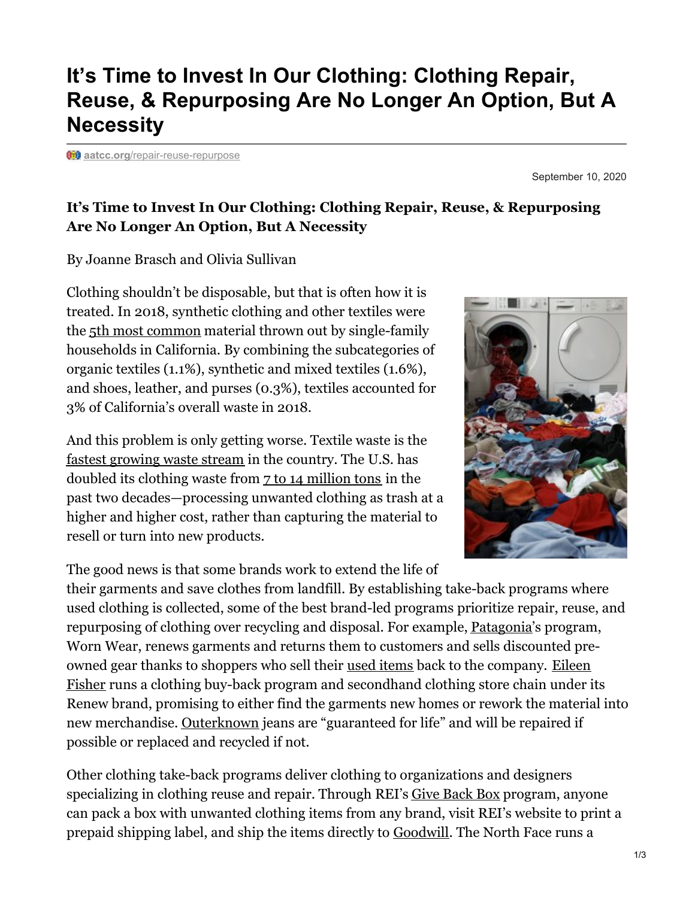# It's Time to Invest In Our Clothing: Clothing Repair, Reuse, & Repurposing Are No Longer An Option, But A Necessity

aatcc.org/repair-reuse-repurpose

September 10, 2020

**It's Time to Invest In Our Clothing: Clothing Repair, Reuse, & Repurposing Are No Longer An Option, But A Necessity**

By Joanne Brasch and Olivia Sullivan

Clothing shouldn't be disposable, but that is often how it is treated. In 2018, synthetic clothing and other textiles were the 5th most common material thrown out by single-family households in California. By combining the subcategories of organic textiles (1.1%), synthetic and mixed textiles (1.6%), and shoes, leather, and purses (0.3%), textiles accounted for 3% of California's overall waste in 2018.

And this problem is only getting worse. Textile waste is the fastest growing waste stream in the country. The U.S. has doubled its clothing waste from 7 to 14 million tons in the past two decades—processing unwanted clothing as trash at a higher and higher cost, rather than capturing the material to resell or turn into new products.

The good news is that some brands work to extend the life of their garments and save clothes from landfill. By establishing take-back programs where used clothing is collected, some of the best brand-led programs prioritize repair, reuse, and repurposing of clothing over recycling and disposal. For example, Patagonia's program, Worn Wear, renews garments and returns them to customers and sells discounted pre-owned gear thanks to shoppers who sell their used items back to the company. Eileen Fisher runs a clothing buy-back program and secondhand clothing store chain under its Renew brand, promising to either find the garments new homes or rework the material into new merchandise. Outerknown jeans are "guaranteed for life" and will be repaired if possible or replaced and recycled if not.

Other clothing take-back programs deliver clothing to organizations and designers specializing in clothing reuse and repair. Through REI's Give Back Box program, anyone can pack a box with unwanted clothing items from any brand, visit REI's website to print a prepaid shipping label, and ship the items directly to Goodwill. The North Face runs a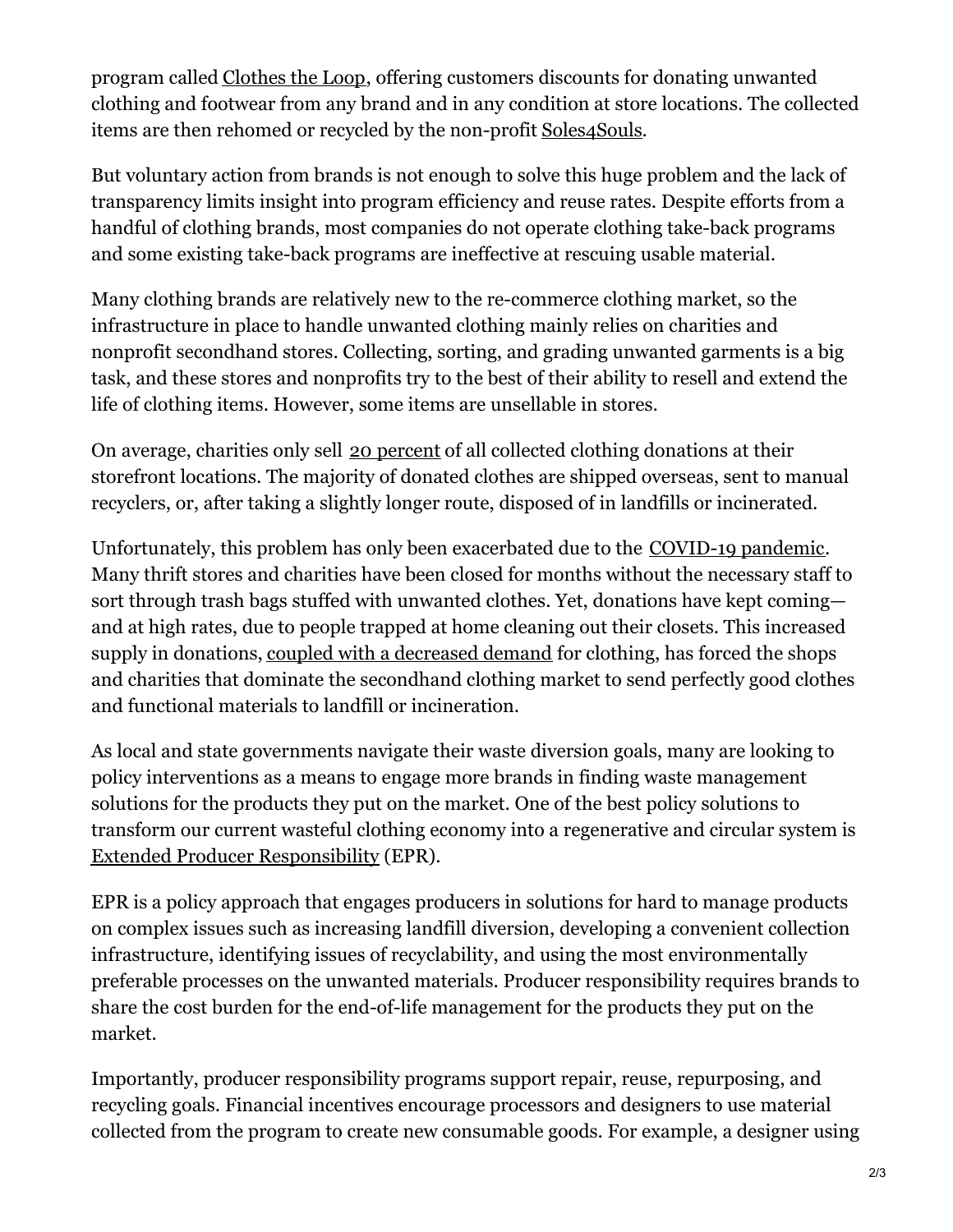program called Clothes the Loop, offering customers discounts for donating unwanted clothing and footwear from any brand and in any condition at store locations. The collected items are then rehomed or recycled by the non-profit Soles4Souls.

But voluntary action from brands is not enough to solve this huge problem and the lack of transparency limits insight into program efficiency and reuse rates. Despite efforts from a handful of clothing brands, most companies do not operate clothing take-back programs and some existing take-back programs are ineffective at rescuing usable material.

Many clothing brands are relatively new to the re-commerce clothing market, so the infrastructure in place to handle unwanted clothing mainly relies on charities and nonprofit secondhand stores. Collecting, sorting, and grading unwanted garments is a big task, and these stores and nonprofits try to the best of their ability to resell and extend the life of clothing items. However, some items are unsellable in stores.

On average, charities only sell 20 percent of all collected clothing donations at their storefront locations. The majority of donated clothes are shipped overseas, sent to manual recyclers, or, after taking a slightly longer route, disposed of in landfills or incinerated.

Unfortunately, this problem has only been exacerbated due to the COVID-19 pandemic. Many thrift stores and charities have been closed for months without the necessary staff to sort through trash bags stuffed with unwanted clothes. Yet, donations have kept coming—and at high rates, due to people trapped at home cleaning out their closets. This increased supply in donations, coupled with a decreased demand for clothing, has forced the shops and charities that dominate the secondhand clothing market to send perfectly good clothes and functional materials to landfill or incineration.

As local and state governments navigate their waste diversion goals, many are looking to policy interventions as a means to engage more brands in finding waste management solutions for the products they put on the market. One of the best policy solutions to transform our current wasteful clothing economy into a regenerative and circular system is Extended Producer Responsibility (EPR).

EPR is a policy approach that engages producers in solutions for hard to manage products on complex issues such as increasing landfill diversion, developing a convenient collection infrastructure, identifying issues of recyclability, and using the most environmentally preferable processes on the unwanted materials. Producer responsibility requires brands to share the cost burden for the end-of-life management for the products they put on the market.

Importantly, producer responsibility programs support repair, reuse, repurposing, and recycling goals. Financial incentives encourage processors and designers to use material collected from the program to create new consumable goods. For example, a designer using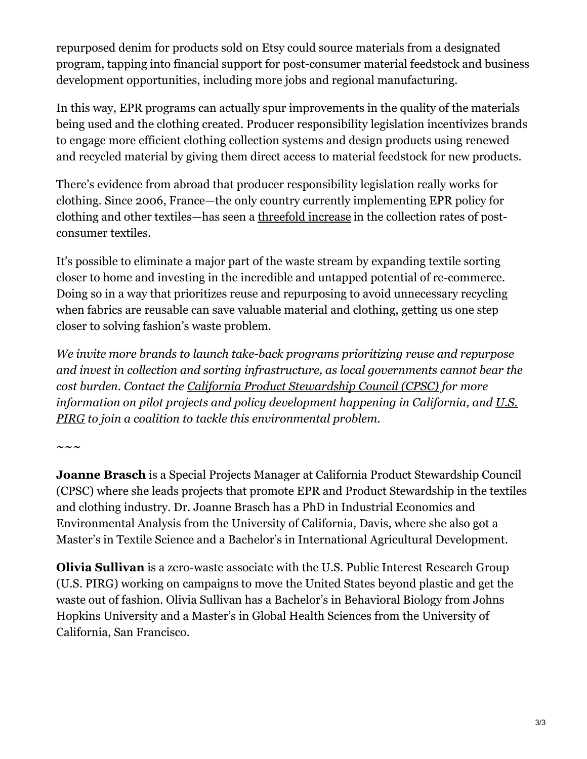repurposed denim for products sold on Etsy could source materials from a designated program, tapping into financial support for post-consumer material feedstock and business development opportunities, including more jobs and regional manufacturing.

In this way, EPR programs can actually spur improvements in the quality of the materials being used and the clothing created. Producer responsibility legislation incentivizes brands to engage more efficient clothing collection systems and design products using renewed and recycled material by giving them direct access to material feedstock for new products.

There's evidence from abroad that producer responsibility legislation really works for clothing. Since 2006, France—the only country currently implementing EPR policy for clothing and other textiles—has seen a threefold increase in the collection rates of post-consumer textiles.

It's possible to eliminate a major part of the waste stream by expanding textile sorting closer to home and investing in the incredible and untapped potential of re-commerce. Doing so in a way that prioritizes reuse and repurposing to avoid unnecessary recycling when fabrics are reusable can save valuable material and clothing, getting us one step closer to solving fashion's waste problem.

*We invite more brands to launch take-back programs prioritizing reuse and repurpose and invest in collection and sorting infrastructure, as local governments cannot bear the cost burden. Contact the California Product Stewardship Council (CPSC) for more information on pilot projects and policy development happening in California, and U.S. PIRG to join a coalition to tackle this environmental problem.*

~~~

**Joanne Brasch** is a Special Projects Manager at California Product Stewardship Council (CPSC) where she leads projects that promote EPR and Product Stewardship in the textiles and clothing industry. Dr. Joanne Brasch has a PhD in Industrial Economics and Environmental Analysis from the University of California, Davis, where she also got a Master's in Textile Science and a Bachelor's in International Agricultural Development.

**Olivia Sullivan** is a zero-waste associate with the U.S. Public Interest Research Group (U.S. PIRG) working on campaigns to move the United States beyond plastic and get the waste out of fashion. Olivia Sullivan has a Bachelor's in Behavioral Biology from Johns Hopkins University and a Master's in Global Health Sciences from the University of California, San Francisco.